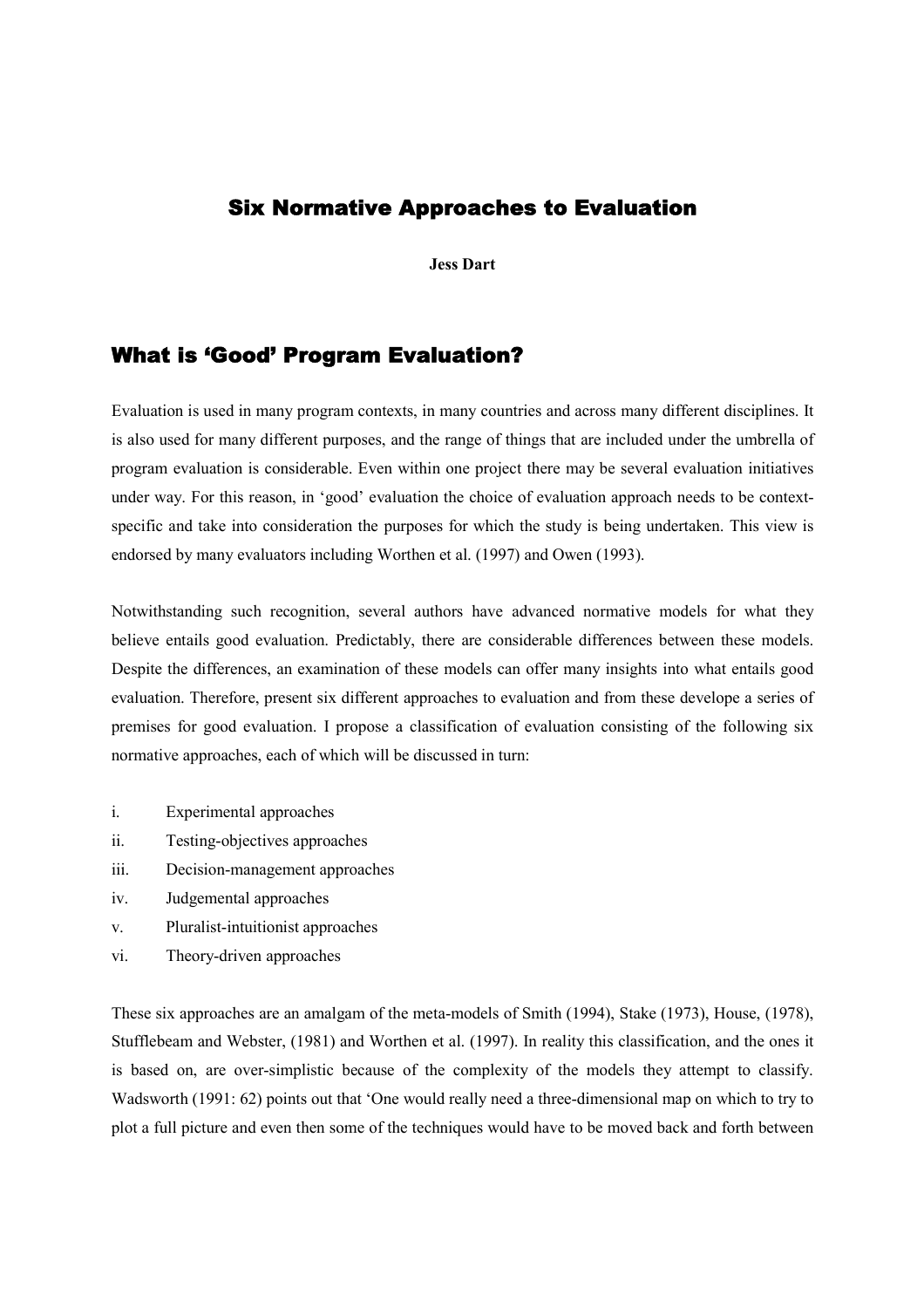# Six Normative Approaches to Evaluation

**Jess Dart**

## What is 'Good' Program Evaluation?

Evaluation is used in many program contexts, in many countries and across many different disciplines. It is also used for many different purposes, and the range of things that are included under the umbrella of program evaluation is considerable. Even within one project there may be several evaluation initiatives under way. For this reason, in 'good' evaluation the choice of evaluation approach needs to be context-specific and take into consideration the purposes for which the study is being undertaken. This view is endorsed by many evaluators including Worthen et al. (1997) and Owen (1993).

Notwithstanding such recognition, several authors have advanced normative models for what they believe entails good evaluation. Predictably, there are considerable differences between these models. Despite the differences, an examination of these models can offer many insights into what entails good evaluation. Therefore, present six different approaches to evaluation and from these develope a series of premises for good evaluation. I propose a classification of evaluation consisting of the following six normative approaches, each of which will be discussed in turn:

i. Experimental approaches
ii. Testing-objectives approaches
iii. Decision-management approaches
iv. Judgemental approaches
v. Pluralist-intuitionist approaches
vi. Theory-driven approaches

These six approaches are an amalgam of the meta-models of Smith (1994), Stake (1973), House, (1978), Stufflebeam and Webster, (1981) and Worthen et al. (1997). In reality this classification, and the ones it is based on, are over-simplistic because of the complexity of the models they attempt to classify. Wadsworth (1991: 62) points out that 'One would really need a three-dimensional map on which to try to plot a full picture and even then some of the techniques would have to be moved back and forth between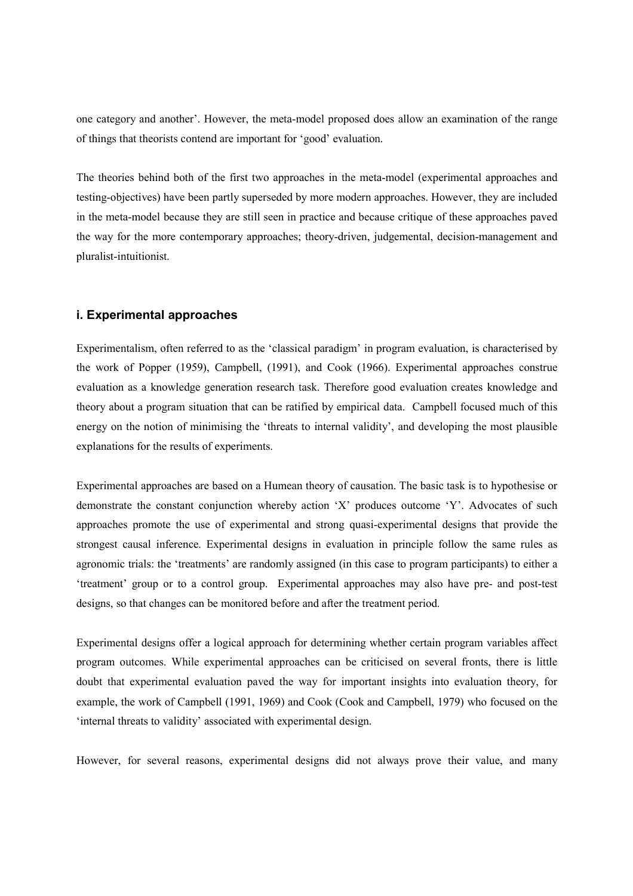one category and another'. However, the meta-model proposed does allow an examination of the range of things that theorists contend are important for 'good' evaluation.

The theories behind both of the first two approaches in the meta-model (experimental approaches and testing-objectives) have been partly superseded by more modern approaches. However, they are included in the meta-model because they are still seen in practice and because critique of these approaches paved the way for the more contemporary approaches; theory-driven, judgemental, decision-management and pluralist-intuitionist.

### i. Experimental approaches

Experimentalism, often referred to as the 'classical paradigm' in program evaluation, is characterised by the work of Popper (1959), Campbell, (1991), and Cook (1966). Experimental approaches construe evaluation as a knowledge generation research task. Therefore good evaluation creates knowledge and theory about a program situation that can be ratified by empirical data. Campbell focused much of this energy on the notion of minimising the 'threats to internal validity', and developing the most plausible explanations for the results of experiments.

Experimental approaches are based on a Humean theory of causation. The basic task is to hypothesise or demonstrate the constant conjunction whereby action 'X' produces outcome 'Y'. Advocates of such approaches promote the use of experimental and strong quasi-experimental designs that provide the strongest causal inference. Experimental designs in evaluation in principle follow the same rules as agronomic trials: the 'treatments' are randomly assigned (in this case to program participants) to either a 'treatment' group or to a control group. Experimental approaches may also have pre- and post-test designs, so that changes can be monitored before and after the treatment period.

Experimental designs offer a logical approach for determining whether certain program variables affect program outcomes. While experimental approaches can be criticised on several fronts, there is little doubt that experimental evaluation paved the way for important insights into evaluation theory, for example, the work of Campbell (1991, 1969) and Cook (Cook and Campbell, 1979) who focused on the 'internal threats to validity' associated with experimental design.

However, for several reasons, experimental designs did not always prove their value, and many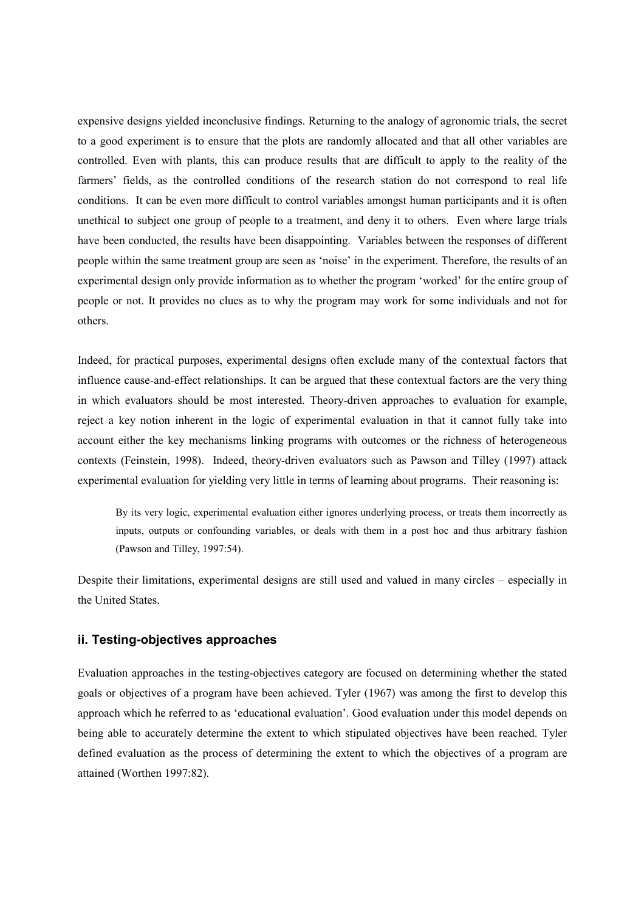expensive designs yielded inconclusive findings. Returning to the analogy of agronomic trials, the secret to a good experiment is to ensure that the plots are randomly allocated and that all other variables are controlled. Even with plants, this can produce results that are difficult to apply to the reality of the farmers' fields, as the controlled conditions of the research station do not correspond to real life conditions. It can be even more difficult to control variables amongst human participants and it is often unethical to subject one group of people to a treatment, and deny it to others. Even where large trials have been conducted, the results have been disappointing. Variables between the responses of different people within the same treatment group are seen as 'noise' in the experiment. Therefore, the results of an experimental design only provide information as to whether the program 'worked' for the entire group of people or not. It provides no clues as to why the program may work for some individuals and not for others.

Indeed, for practical purposes, experimental designs often exclude many of the contextual factors that influence cause-and-effect relationships. It can be argued that these contextual factors are the very thing in which evaluators should be most interested. Theory-driven approaches to evaluation for example, reject a key notion inherent in the logic of experimental evaluation in that it cannot fully take into account either the key mechanisms linking programs with outcomes or the richness of heterogeneous contexts (Feinstein, 1998). Indeed, theory-driven evaluators such as Pawson and Tilley (1997) attack experimental evaluation for yielding very little in terms of learning about programs. Their reasoning is:

> By its very logic, experimental evaluation either ignores underlying process, or treats them incorrectly as inputs, outputs or confounding variables, or deals with them in a post hoc and thus arbitrary fashion (Pawson and Tilley, 1997:54).

Despite their limitations, experimental designs are still used and valued in many circles – especially in the United States.

### ii. Testing-objectives approaches

Evaluation approaches in the testing-objectives category are focused on determining whether the stated goals or objectives of a program have been achieved. Tyler (1967) was among the first to develop this approach which he referred to as 'educational evaluation'. Good evaluation under this model depends on being able to accurately determine the extent to which stipulated objectives have been reached. Tyler defined evaluation as the process of determining the extent to which the objectives of a program are attained (Worthen 1997:82).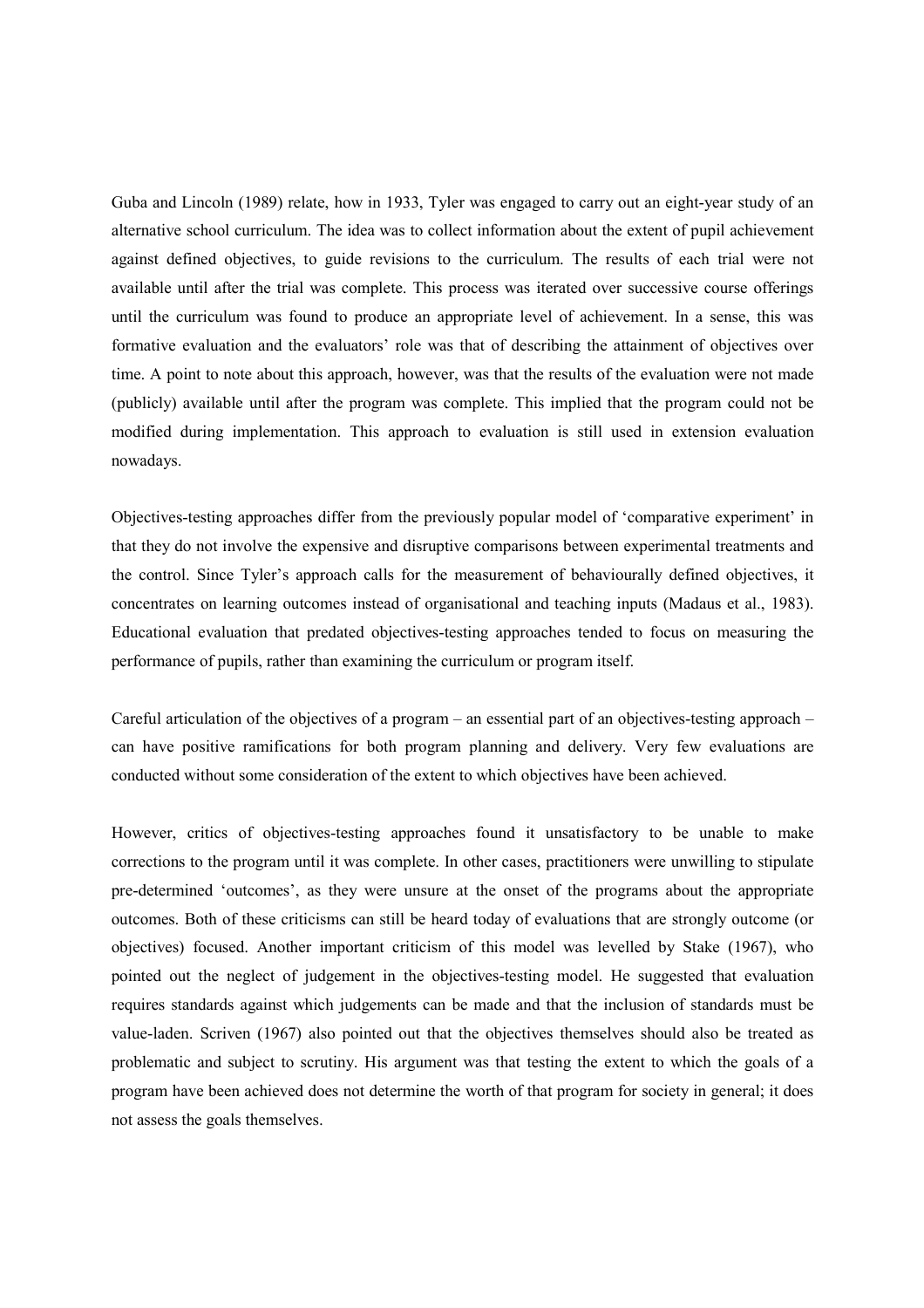Guba and Lincoln (1989) relate, how in 1933, Tyler was engaged to carry out an eight-year study of an alternative school curriculum. The idea was to collect information about the extent of pupil achievement against defined objectives, to guide revisions to the curriculum. The results of each trial were not available until after the trial was complete. This process was iterated over successive course offerings until the curriculum was found to produce an appropriate level of achievement. In a sense, this was formative evaluation and the evaluators' role was that of describing the attainment of objectives over time. A point to note about this approach, however, was that the results of the evaluation were not made (publicly) available until after the program was complete. This implied that the program could not be modified during implementation. This approach to evaluation is still used in extension evaluation nowadays.

Objectives-testing approaches differ from the previously popular model of 'comparative experiment' in that they do not involve the expensive and disruptive comparisons between experimental treatments and the control. Since Tyler's approach calls for the measurement of behaviourally defined objectives, it concentrates on learning outcomes instead of organisational and teaching inputs (Madaus et al., 1983). Educational evaluation that predated objectives-testing approaches tended to focus on measuring the performance of pupils, rather than examining the curriculum or program itself.

Careful articulation of the objectives of a program – an essential part of an objectives-testing approach – can have positive ramifications for both program planning and delivery. Very few evaluations are conducted without some consideration of the extent to which objectives have been achieved.

However, critics of objectives-testing approaches found it unsatisfactory to be unable to make corrections to the program until it was complete. In other cases, practitioners were unwilling to stipulate pre-determined 'outcomes', as they were unsure at the onset of the programs about the appropriate outcomes. Both of these criticisms can still be heard today of evaluations that are strongly outcome (or objectives) focused. Another important criticism of this model was levelled by Stake (1967), who pointed out the neglect of judgement in the objectives-testing model. He suggested that evaluation requires standards against which judgements can be made and that the inclusion of standards must be value-laden. Scriven (1967) also pointed out that the objectives themselves should also be treated as problematic and subject to scrutiny. His argument was that testing the extent to which the goals of a program have been achieved does not determine the worth of that program for society in general; it does not assess the goals themselves.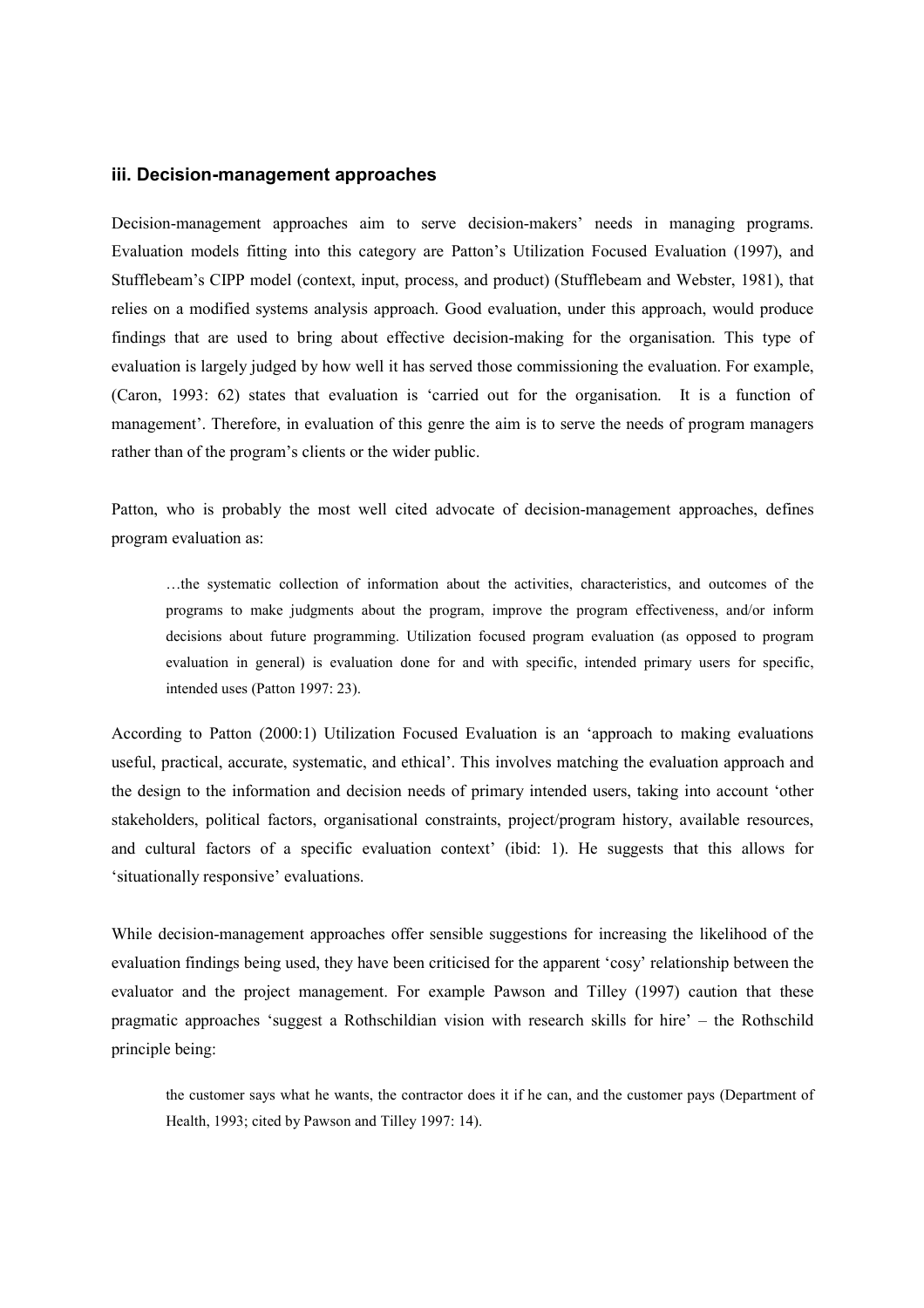### iii. Decision-management approaches

Decision-management approaches aim to serve decision-makers' needs in managing programs. Evaluation models fitting into this category are Patton's Utilization Focused Evaluation (1997), and Stufflebeam's CIPP model (context, input, process, and product) (Stufflebeam and Webster, 1981), that relies on a modified systems analysis approach. Good evaluation, under this approach, would produce findings that are used to bring about effective decision-making for the organisation. This type of evaluation is largely judged by how well it has served those commissioning the evaluation. For example, (Caron, 1993: 62) states that evaluation is 'carried out for the organisation. It is a function of management'. Therefore, in evaluation of this genre the aim is to serve the needs of program managers rather than of the program's clients or the wider public.

Patton, who is probably the most well cited advocate of decision-management approaches, defines program evaluation as:

> …the systematic collection of information about the activities, characteristics, and outcomes of the programs to make judgments about the program, improve the program effectiveness, and/or inform decisions about future programming. Utilization focused program evaluation (as opposed to program evaluation in general) is evaluation done for and with specific, intended primary users for specific, intended uses (Patton 1997: 23).

According to Patton (2000:1) Utilization Focused Evaluation is an 'approach to making evaluations useful, practical, accurate, systematic, and ethical'. This involves matching the evaluation approach and the design to the information and decision needs of primary intended users, taking into account 'other stakeholders, political factors, organisational constraints, project/program history, available resources, and cultural factors of a specific evaluation context' (ibid: 1). He suggests that this allows for 'situationally responsive' evaluations.

While decision-management approaches offer sensible suggestions for increasing the likelihood of the evaluation findings being used, they have been criticised for the apparent 'cosy' relationship between the evaluator and the project management. For example Pawson and Tilley (1997) caution that these pragmatic approaches 'suggest a Rothschildian vision with research skills for hire' – the Rothschild principle being:

> the customer says what he wants, the contractor does it if he can, and the customer pays (Department of Health, 1993; cited by Pawson and Tilley 1997: 14).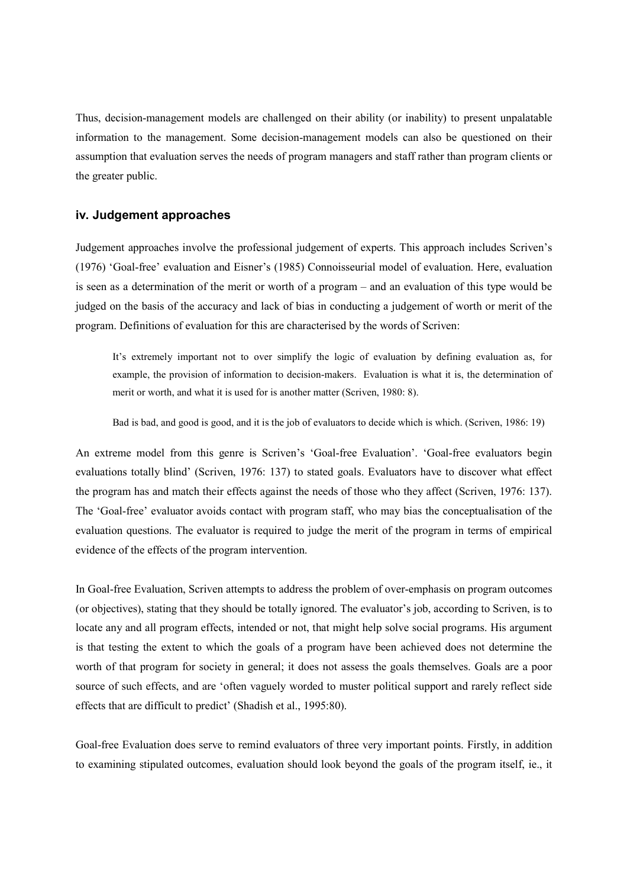Thus, decision-management models are challenged on their ability (or inability) to present unpalatable information to the management. Some decision-management models can also be questioned on their assumption that evaluation serves the needs of program managers and staff rather than program clients or the greater public.

### iv. Judgement approaches

Judgement approaches involve the professional judgement of experts. This approach includes Scriven's (1976) 'Goal-free' evaluation and Eisner's (1985) Connoisseurial model of evaluation. Here, evaluation is seen as a determination of the merit or worth of a program – and an evaluation of this type would be judged on the basis of the accuracy and lack of bias in conducting a judgement of worth or merit of the program. Definitions of evaluation for this are characterised by the words of Scriven:

> It's extremely important not to over simplify the logic of evaluation by defining evaluation as, for example, the provision of information to decision-makers. Evaluation is what it is, the determination of merit or worth, and what it is used for is another matter (Scriven, 1980: 8).
>
> Bad is bad, and good is good, and it is the job of evaluators to decide which is which. (Scriven, 1986: 19)

An extreme model from this genre is Scriven's 'Goal-free Evaluation'. 'Goal-free evaluators begin evaluations totally blind' (Scriven, 1976: 137) to stated goals. Evaluators have to discover what effect the program has and match their effects against the needs of those who they affect (Scriven, 1976: 137). The 'Goal-free' evaluator avoids contact with program staff, who may bias the conceptualisation of the evaluation questions. The evaluator is required to judge the merit of the program in terms of empirical evidence of the effects of the program intervention.

In Goal-free Evaluation, Scriven attempts to address the problem of over-emphasis on program outcomes (or objectives), stating that they should be totally ignored. The evaluator's job, according to Scriven, is to locate any and all program effects, intended or not, that might help solve social programs. His argument is that testing the extent to which the goals of a program have been achieved does not determine the worth of that program for society in general; it does not assess the goals themselves. Goals are a poor source of such effects, and are 'often vaguely worded to muster political support and rarely reflect side effects that are difficult to predict' (Shadish et al., 1995:80).

Goal-free Evaluation does serve to remind evaluators of three very important points. Firstly, in addition to examining stipulated outcomes, evaluation should look beyond the goals of the program itself, ie., it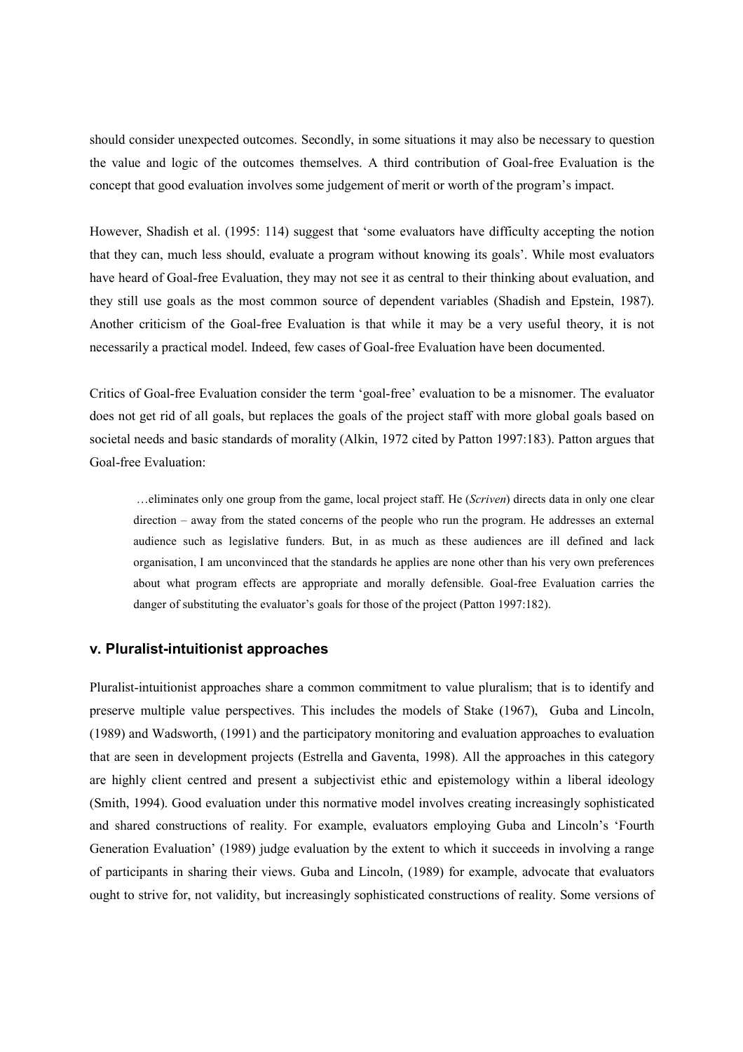should consider unexpected outcomes. Secondly, in some situations it may also be necessary to question the value and logic of the outcomes themselves. A third contribution of Goal-free Evaluation is the concept that good evaluation involves some judgement of merit or worth of the program's impact.

However, Shadish et al. (1995: 114) suggest that 'some evaluators have difficulty accepting the notion that they can, much less should, evaluate a program without knowing its goals'. While most evaluators have heard of Goal-free Evaluation, they may not see it as central to their thinking about evaluation, and they still use goals as the most common source of dependent variables (Shadish and Epstein, 1987). Another criticism of the Goal-free Evaluation is that while it may be a very useful theory, it is not necessarily a practical model. Indeed, few cases of Goal-free Evaluation have been documented.

Critics of Goal-free Evaluation consider the term 'goal-free' evaluation to be a misnomer. The evaluator does not get rid of all goals, but replaces the goals of the project staff with more global goals based on societal needs and basic standards of morality (Alkin, 1972 cited by Patton 1997:183). Patton argues that Goal-free Evaluation:

> …eliminates only one group from the game, local project staff. He (*Scriven*) directs data in only one clear direction – away from the stated concerns of the people who run the program. He addresses an external audience such as legislative funders. But, in as much as these audiences are ill defined and lack organisation, I am unconvinced that the standards he applies are none other than his very own preferences about what program effects are appropriate and morally defensible. Goal-free Evaluation carries the danger of substituting the evaluator's goals for those of the project (Patton 1997:182).

### v. Pluralist-intuitionist approaches

Pluralist-intuitionist approaches share a common commitment to value pluralism; that is to identify and preserve multiple value perspectives. This includes the models of Stake (1967), Guba and Lincoln, (1989) and Wadsworth, (1991) and the participatory monitoring and evaluation approaches to evaluation that are seen in development projects (Estrella and Gaventa, 1998). All the approaches in this category are highly client centred and present a subjectivist ethic and epistemology within a liberal ideology (Smith, 1994). Good evaluation under this normative model involves creating increasingly sophisticated and shared constructions of reality. For example, evaluators employing Guba and Lincoln's 'Fourth Generation Evaluation' (1989) judge evaluation by the extent to which it succeeds in involving a range of participants in sharing their views. Guba and Lincoln, (1989) for example, advocate that evaluators ought to strive for, not validity, but increasingly sophisticated constructions of reality. Some versions of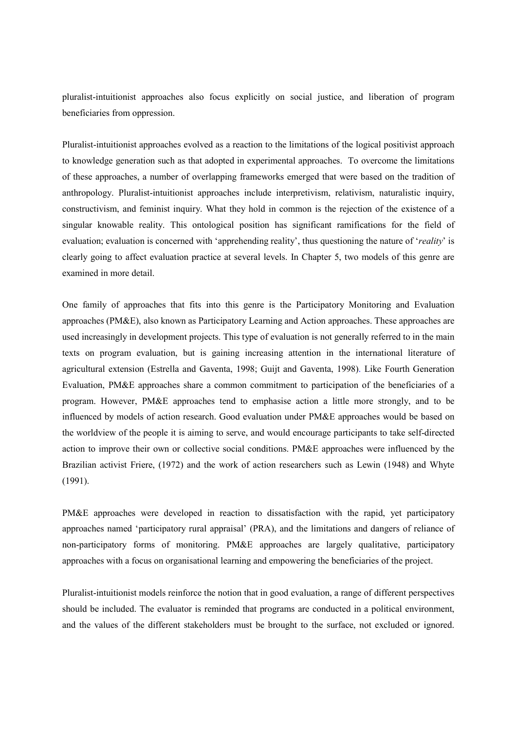pluralist-intuitionist approaches also focus explicitly on social justice, and liberation of program beneficiaries from oppression.

Pluralist-intuitionist approaches evolved as a reaction to the limitations of the logical positivist approach to knowledge generation such as that adopted in experimental approaches. To overcome the limitations of these approaches, a number of overlapping frameworks emerged that were based on the tradition of anthropology. Pluralist-intuitionist approaches include interpretivism, relativism, naturalistic inquiry, constructivism, and feminist inquiry. What they hold in common is the rejection of the existence of a singular knowable reality. This ontological position has significant ramifications for the field of evaluation; evaluation is concerned with 'apprehending reality', thus questioning the nature of '*reality*' is clearly going to affect evaluation practice at several levels. In Chapter 5, two models of this genre are examined in more detail.

One family of approaches that fits into this genre is the Participatory Monitoring and Evaluation approaches (PM&E), also known as Participatory Learning and Action approaches. These approaches are used increasingly in development projects. This type of evaluation is not generally referred to in the main texts on program evaluation, but is gaining increasing attention in the international literature of agricultural extension (Estrella and Gaventa, 1998; Guijt and Gaventa, 1998). Like Fourth Generation Evaluation, PM&E approaches share a common commitment to participation of the beneficiaries of a program. However, PM&E approaches tend to emphasise action a little more strongly, and to be influenced by models of action research. Good evaluation under PM&E approaches would be based on the worldview of the people it is aiming to serve, and would encourage participants to take self-directed action to improve their own or collective social conditions. PM&E approaches were influenced by the Brazilian activist Friere, (1972) and the work of action researchers such as Lewin (1948) and Whyte (1991).

PM&E approaches were developed in reaction to dissatisfaction with the rapid, yet participatory approaches named 'participatory rural appraisal' (PRA), and the limitations and dangers of reliance of non-participatory forms of monitoring. PM&E approaches are largely qualitative, participatory approaches with a focus on organisational learning and empowering the beneficiaries of the project.

Pluralist-intuitionist models reinforce the notion that in good evaluation, a range of different perspectives should be included. The evaluator is reminded that programs are conducted in a political environment, and the values of the different stakeholders must be brought to the surface, not excluded or ignored.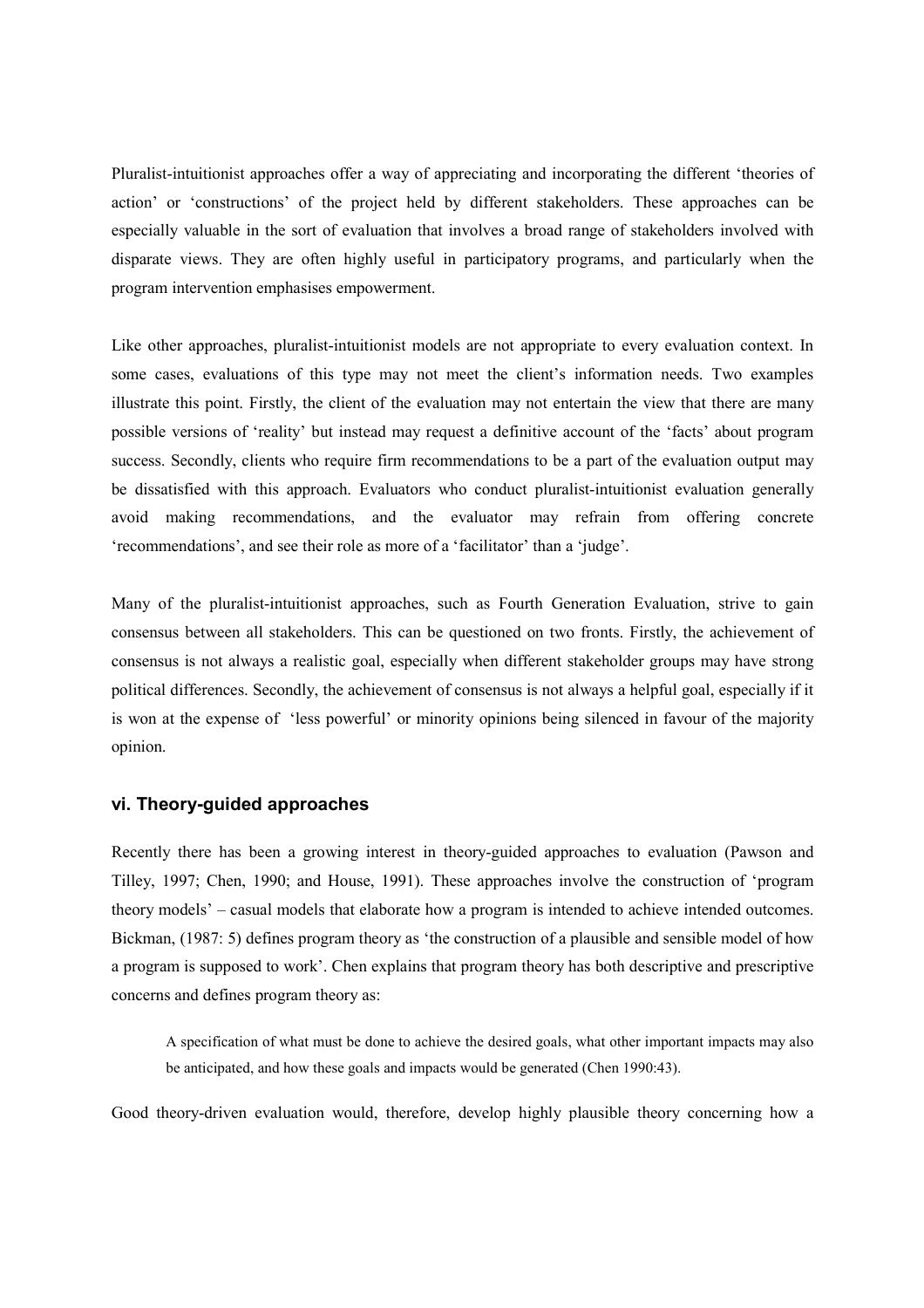Pluralist-intuitionist approaches offer a way of appreciating and incorporating the different 'theories of action' or 'constructions' of the project held by different stakeholders. These approaches can be especially valuable in the sort of evaluation that involves a broad range of stakeholders involved with disparate views. They are often highly useful in participatory programs, and particularly when the program intervention emphasises empowerment.

Like other approaches, pluralist-intuitionist models are not appropriate to every evaluation context. In some cases, evaluations of this type may not meet the client's information needs. Two examples illustrate this point. Firstly, the client of the evaluation may not entertain the view that there are many possible versions of 'reality' but instead may request a definitive account of the 'facts' about program success. Secondly, clients who require firm recommendations to be a part of the evaluation output may be dissatisfied with this approach. Evaluators who conduct pluralist-intuitionist evaluation generally avoid making recommendations, and the evaluator may refrain from offering concrete 'recommendations', and see their role as more of a 'facilitator' than a 'judge'.

Many of the pluralist-intuitionist approaches, such as Fourth Generation Evaluation, strive to gain consensus between all stakeholders. This can be questioned on two fronts. Firstly, the achievement of consensus is not always a realistic goal, especially when different stakeholder groups may have strong political differences. Secondly, the achievement of consensus is not always a helpful goal, especially if it is won at the expense of 'less powerful' or minority opinions being silenced in favour of the majority opinion.

### vi. Theory-guided approaches

Recently there has been a growing interest in theory-guided approaches to evaluation (Pawson and Tilley, 1997; Chen, 1990; and House, 1991). These approaches involve the construction of 'program theory models' – casual models that elaborate how a program is intended to achieve intended outcomes. Bickman, (1987: 5) defines program theory as 'the construction of a plausible and sensible model of how a program is supposed to work'. Chen explains that program theory has both descriptive and prescriptive concerns and defines program theory as:

> A specification of what must be done to achieve the desired goals, what other important impacts may also be anticipated, and how these goals and impacts would be generated (Chen 1990:43).

Good theory-driven evaluation would, therefore, develop highly plausible theory concerning how a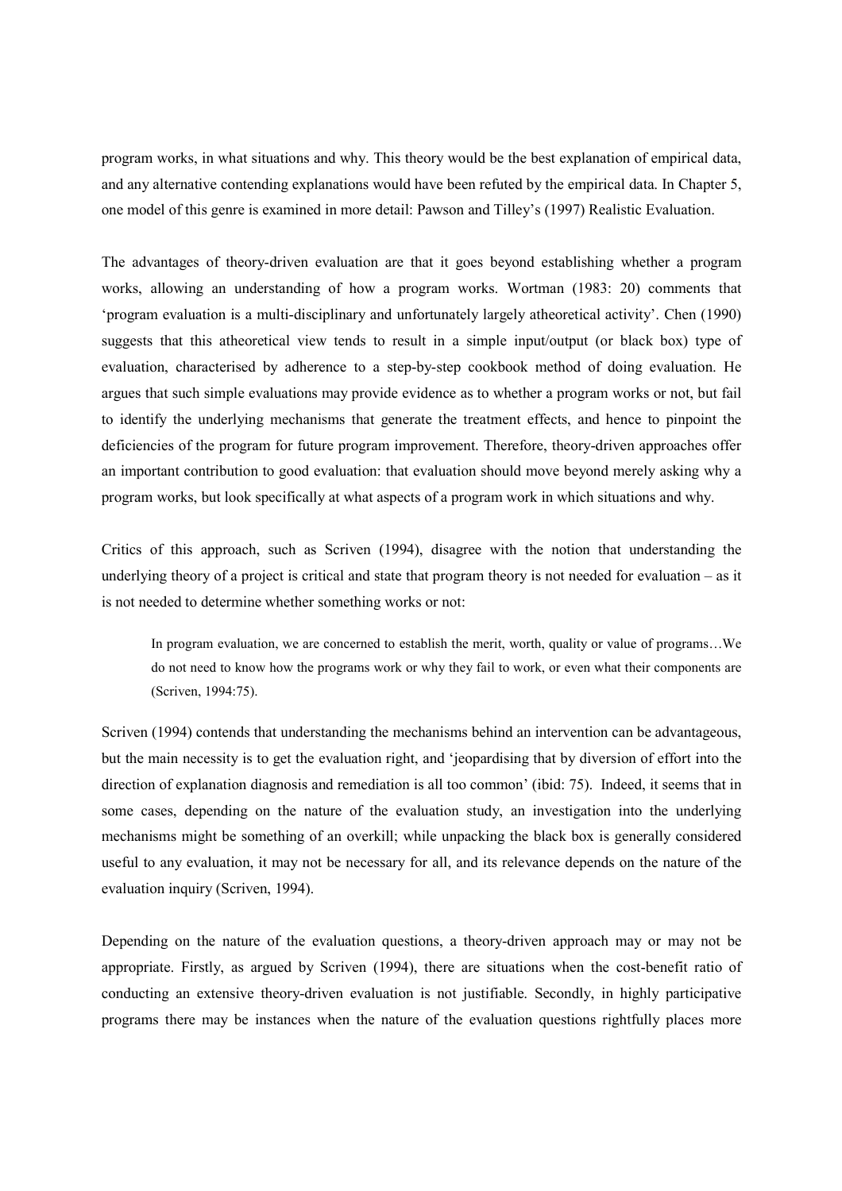program works, in what situations and why. This theory would be the best explanation of empirical data, and any alternative contending explanations would have been refuted by the empirical data. In Chapter 5, one model of this genre is examined in more detail: Pawson and Tilley's (1997) Realistic Evaluation.

The advantages of theory-driven evaluation are that it goes beyond establishing whether a program works, allowing an understanding of how a program works. Wortman (1983: 20) comments that 'program evaluation is a multi-disciplinary and unfortunately largely atheoretical activity'. Chen (1990) suggests that this atheoretical view tends to result in a simple input/output (or black box) type of evaluation, characterised by adherence to a step-by-step cookbook method of doing evaluation. He argues that such simple evaluations may provide evidence as to whether a program works or not, but fail to identify the underlying mechanisms that generate the treatment effects, and hence to pinpoint the deficiencies of the program for future program improvement. Therefore, theory-driven approaches offer an important contribution to good evaluation: that evaluation should move beyond merely asking why a program works, but look specifically at what aspects of a program work in which situations and why.

Critics of this approach, such as Scriven (1994), disagree with the notion that understanding the underlying theory of a project is critical and state that program theory is not needed for evaluation – as it is not needed to determine whether something works or not:

> In program evaluation, we are concerned to establish the merit, worth, quality or value of programs…We do not need to know how the programs work or why they fail to work, or even what their components are (Scriven, 1994:75).

Scriven (1994) contends that understanding the mechanisms behind an intervention can be advantageous, but the main necessity is to get the evaluation right, and 'jeopardising that by diversion of effort into the direction of explanation diagnosis and remediation is all too common' (ibid: 75). Indeed, it seems that in some cases, depending on the nature of the evaluation study, an investigation into the underlying mechanisms might be something of an overkill; while unpacking the black box is generally considered useful to any evaluation, it may not be necessary for all, and its relevance depends on the nature of the evaluation inquiry (Scriven, 1994).

Depending on the nature of the evaluation questions, a theory-driven approach may or may not be appropriate. Firstly, as argued by Scriven (1994), there are situations when the cost-benefit ratio of conducting an extensive theory-driven evaluation is not justifiable. Secondly, in highly participative programs there may be instances when the nature of the evaluation questions rightfully places more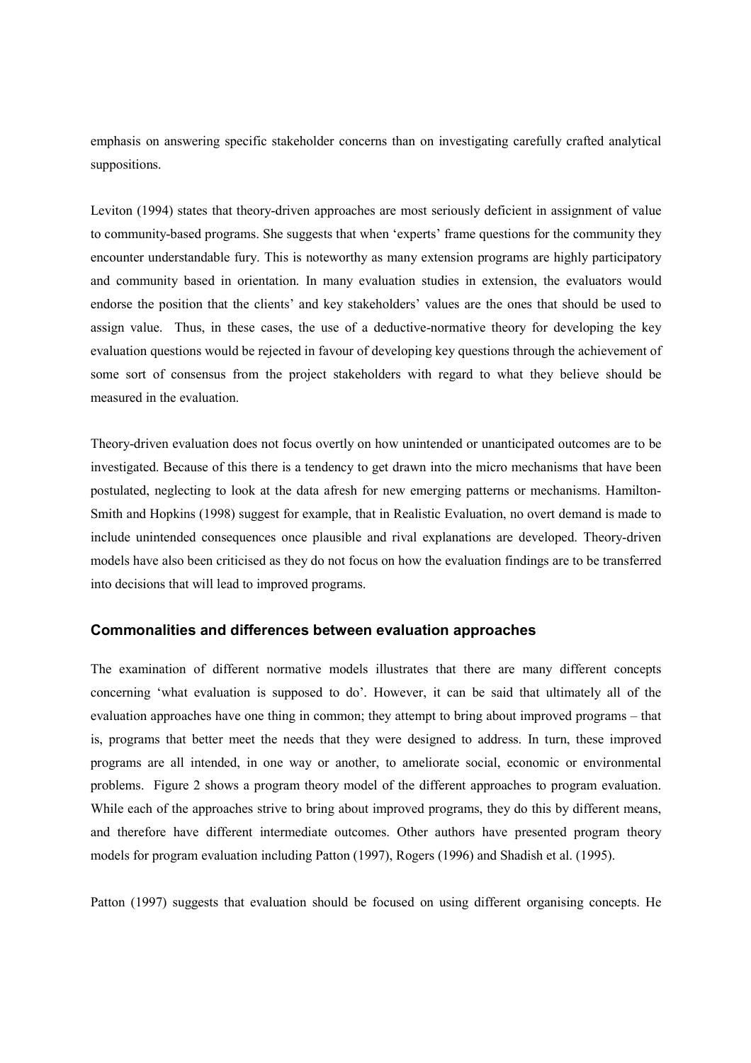emphasis on answering specific stakeholder concerns than on investigating carefully crafted analytical suppositions.

Leviton (1994) states that theory-driven approaches are most seriously deficient in assignment of value to community-based programs. She suggests that when 'experts' frame questions for the community they encounter understandable fury. This is noteworthy as many extension programs are highly participatory and community based in orientation. In many evaluation studies in extension, the evaluators would endorse the position that the clients' and key stakeholders' values are the ones that should be used to assign value. Thus, in these cases, the use of a deductive-normative theory for developing the key evaluation questions would be rejected in favour of developing key questions through the achievement of some sort of consensus from the project stakeholders with regard to what they believe should be measured in the evaluation.

Theory-driven evaluation does not focus overtly on how unintended or unanticipated outcomes are to be investigated. Because of this there is a tendency to get drawn into the micro mechanisms that have been postulated, neglecting to look at the data afresh for new emerging patterns or mechanisms. Hamilton-Smith and Hopkins (1998) suggest for example, that in Realistic Evaluation, no overt demand is made to include unintended consequences once plausible and rival explanations are developed. Theory-driven models have also been criticised as they do not focus on how the evaluation findings are to be transferred into decisions that will lead to improved programs.

### Commonalities and differences between evaluation approaches

The examination of different normative models illustrates that there are many different concepts concerning 'what evaluation is supposed to do'. However, it can be said that ultimately all of the evaluation approaches have one thing in common; they attempt to bring about improved programs – that is, programs that better meet the needs that they were designed to address. In turn, these improved programs are all intended, in one way or another, to ameliorate social, economic or environmental problems. Figure 2 shows a program theory model of the different approaches to program evaluation. While each of the approaches strive to bring about improved programs, they do this by different means, and therefore have different intermediate outcomes. Other authors have presented program theory models for program evaluation including Patton (1997), Rogers (1996) and Shadish et al. (1995).

Patton (1997) suggests that evaluation should be focused on using different organising concepts. He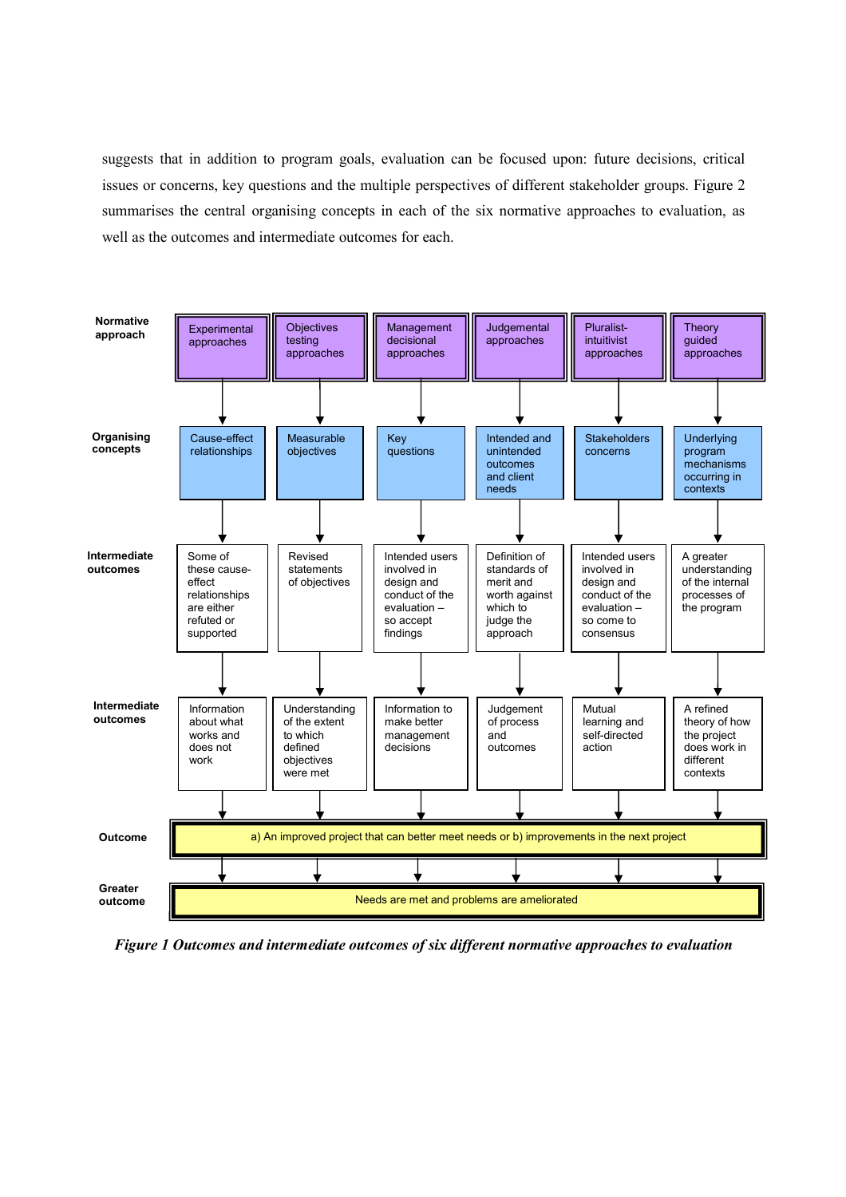suggests that in addition to program goals, evaluation can be focused upon: future decisions, critical issues or concerns, key questions and the multiple perspectives of different stakeholder groups. Figure 2 summarises the central organising concepts in each of the six normative approaches to evaluation, as well as the outcomes and intermediate outcomes for each.

| Normative approach | Experimental approaches | Objectives testing approaches | Management decisional approaches | Judgemental approaches | Pluralist-intuitivist approaches | Theory guided approaches |
|---|---|---|---|---|---|---|
| Organising concepts | Cause-effect relationships | Measurable objectives | Key questions | Intended and unintended outcomes and client needs | Stakeholders concerns | Underlying program mechanisms occurring in contexts |
| Intermediate outcomes | Some of these cause-effect relationships are either refuted or supported | Revised statements of objectives | Intended users involved in design and conduct of the evaluation – so accept findings | Definition of standards of merit and worth against which to judge the approach | Intended users involved in design and conduct of the evaluation – so come to consensus | A greater understanding of the internal processes of the program |
| Intermediate outcomes | Information about what works and does not work | Understanding of the extent to which defined objectives were met | Information to make better management decisions | Judgement of process and outcomes | Mutual learning and self-directed action | A refined theory of how the project does work in different contexts |
| Outcome | a) An improved project that can better meet needs or b) improvements in the next project | | | | | |
| Greater outcome | Needs are met and problems are ameliorated | | | | | |

*Figure 1 Outcomes and intermediate outcomes of six different normative approaches to evaluation*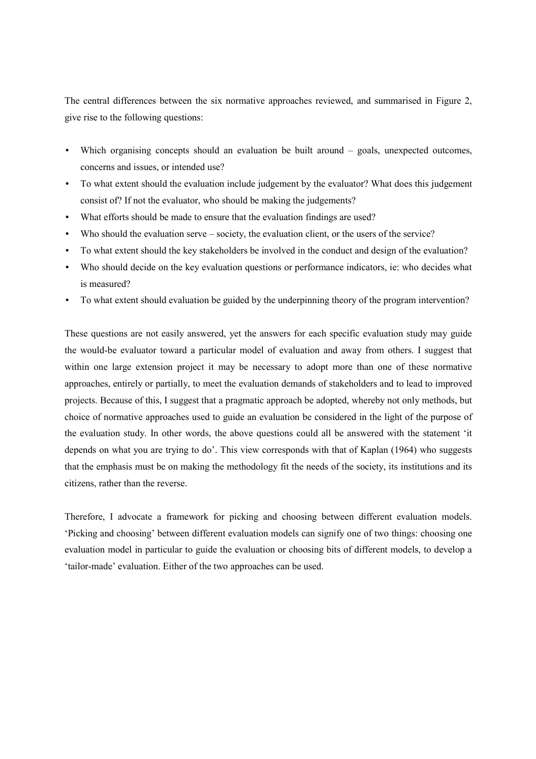The central differences between the six normative approaches reviewed, and summarised in Figure 2, give rise to the following questions:

- Which organising concepts should an evaluation be built around – goals, unexpected outcomes, concerns and issues, or intended use?
- To what extent should the evaluation include judgement by the evaluator? What does this judgement consist of? If not the evaluator, who should be making the judgements?
- What efforts should be made to ensure that the evaluation findings are used?
- Who should the evaluation serve – society, the evaluation client, or the users of the service?
- To what extent should the key stakeholders be involved in the conduct and design of the evaluation?
- Who should decide on the key evaluation questions or performance indicators, ie: who decides what is measured?
- To what extent should evaluation be guided by the underpinning theory of the program intervention?

These questions are not easily answered, yet the answers for each specific evaluation study may guide the would-be evaluator toward a particular model of evaluation and away from others. I suggest that within one large extension project it may be necessary to adopt more than one of these normative approaches, entirely or partially, to meet the evaluation demands of stakeholders and to lead to improved projects. Because of this, I suggest that a pragmatic approach be adopted, whereby not only methods, but choice of normative approaches used to guide an evaluation be considered in the light of the purpose of the evaluation study. In other words, the above questions could all be answered with the statement 'it depends on what you are trying to do'. This view corresponds with that of Kaplan (1964) who suggests that the emphasis must be on making the methodology fit the needs of the society, its institutions and its citizens, rather than the reverse.

Therefore, I advocate a framework for picking and choosing between different evaluation models. 'Picking and choosing' between different evaluation models can signify one of two things: choosing one evaluation model in particular to guide the evaluation or choosing bits of different models, to develop a 'tailor-made' evaluation. Either of the two approaches can be used.